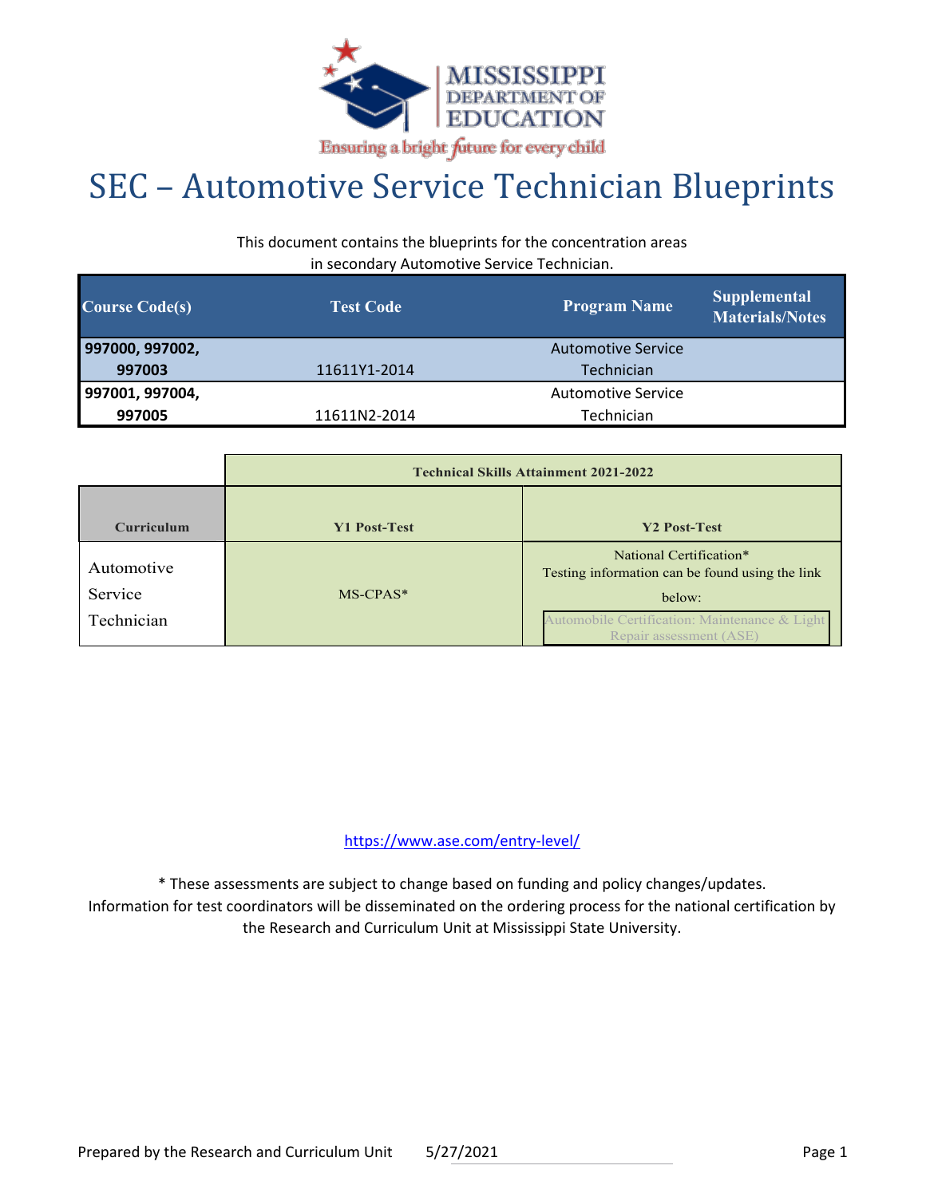MISSISSIPPI DEPARTMENT OF EDUCATION

Ensuring a bright future for every child

# SEC – Automotive Service Technician Blueprints

This document contains the blueprints for the concentration areas in secondary Automotive Service Technician.

| Course Code(s) | Test Code | Program Name | Supplemental Materials/Notes |
|---|---|---|---|
| **997000, 997002, 997003** | 11611Y1-2014 | Automotive Service Technician | |
| **997001, 997004, 997005** | 11611N2-2014 | Automotive Service Technician | |

| | Technical Skills Attainment 2021-2022 | |
|---|---|---|
| **Curriculum** | **Y1 Post-Test** | **Y2 Post-Test** |
| Automotive Service Technician | MS-CPAS* | National Certification* Testing information can be found using the link below: Automobile Certification: Maintenance & Light Repair assessment (ASE) |

https://www.ase.com/entry-level/

* These assessments are subject to change based on funding and policy changes/updates. Information for test coordinators will be disseminated on the ordering process for the national certification by the Research and Curriculum Unit at Mississippi State University.

Prepared by the Research and Curriculum Unit 5/27/2021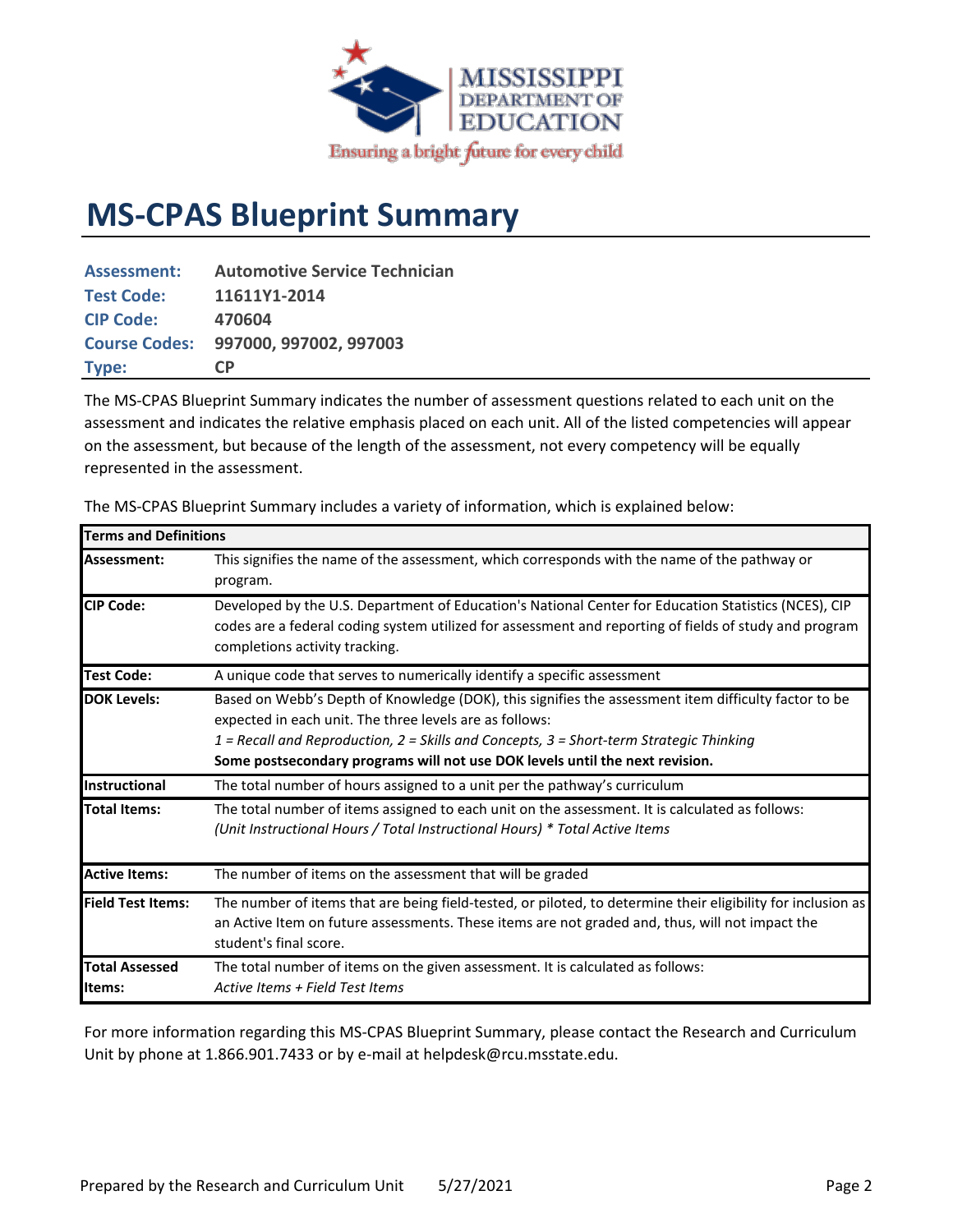# MS-CPAS Blueprint Summary

| | |
|---|---|
| **Assessment:** | **Automotive Service Technician** |
| **Test Code:** | **11611Y1-2014** |
| **CIP Code:** | **470604** |
| **Course Codes:** | **997000, 997002, 997003** |
| **Type:** | **CP** |

The MS-CPAS Blueprint Summary indicates the number of assessment questions related to each unit on the assessment and indicates the relative emphasis placed on each unit. All of the listed competencies will appear on the assessment, but because of the length of the assessment, not every competency will be equally represented in the assessment.

The MS-CPAS Blueprint Summary includes a variety of information, which is explained below:

| **Terms and Definitions** | |
|---|---|
| **Assessment:** | This signifies the name of the assessment, which corresponds with the name of the pathway or program. |
| **CIP Code:** | Developed by the U.S. Department of Education's National Center for Education Statistics (NCES), CIP codes are a federal coding system utilized for assessment and reporting of fields of study and program completions activity tracking. |
| **Test Code:** | A unique code that serves to numerically identify a specific assessment |
| **DOK Levels:** | Based on Webb's Depth of Knowledge (DOK), this signifies the assessment item difficulty factor to be expected in each unit. The three levels are as follows: *1 = Recall and Reproduction, 2 = Skills and Concepts, 3 = Short-term Strategic Thinking* **Some postsecondary programs will not use DOK levels until the next revision.** |
| **Instructional** | The total number of hours assigned to a unit per the pathway's curriculum |
| **Total Items:** | The total number of items assigned to each unit on the assessment. It is calculated as follows: *(Unit Instructional Hours / Total Instructional Hours) * Total Active Items* |
| **Active Items:** | The number of items on the assessment that will be graded |
| **Field Test Items:** | The number of items that are being field-tested, or piloted, to determine their eligibility for inclusion as an Active Item on future assessments. These items are not graded and, thus, will not impact the student's final score. |
| **Total Assessed Items:** | The total number of items on the given assessment. It is calculated as follows: *Active Items + Field Test Items* |

For more information regarding this MS-CPAS Blueprint Summary, please contact the Research and Curriculum Unit by phone at 1.866.901.7433 or by e-mail at helpdesk@rcu.msstate.edu.

Prepared by the Research and Curriculum Unit 5/27/2021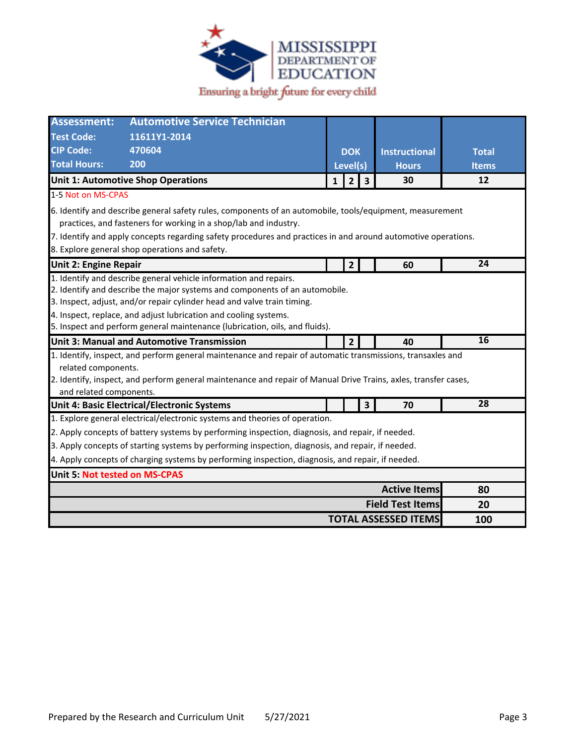| Assessment: Automotive Service Technician<br>Test Code: 11611Y1-2014<br>CIP Code: 470604<br>Total Hours: 200 | DOK Level(s) | | | Instructional Hours | Total Items |
|---|---|---|---|---|---|
| **Unit 1: Automotive Shop Operations** | 1 | 2 | 3 | 30 | 12 |
| 1-5 Not on MS-CPAS<br>6. Identify and describe general safety rules, components of an automobile, tools/equipment, measurement practices, and fasteners for working in a shop/lab and industry.<br>7. Identify and apply concepts regarding safety procedures and practices in and around automotive operations.<br>8. Explore general shop operations and safety. | | | | | |
| **Unit 2: Engine Repair** | | 2 | | 60 | 24 |
| 1. Identify and describe general vehicle information and repairs.<br>2. Identify and describe the major systems and components of an automobile.<br>3. Inspect, adjust, and/or repair cylinder head and valve train timing.<br>4. Inspect, replace, and adjust lubrication and cooling systems.<br>5. Inspect and perform general maintenance (lubrication, oils, and fluids). | | | | | |
| **Unit 3: Manual and Automotive Transmission** | | 2 | | 40 | 16 |
| 1. Identify, inspect, and perform general maintenance and repair of automatic transmissions, transaxles and related components.<br>2. Identify, inspect, and perform general maintenance and repair of Manual Drive Trains, axles, transfer cases, and related components. | | | | | |
| **Unit 4: Basic Electrical/Electronic Systems** | | | 3 | 70 | 28 |
| 1. Explore general electrical/electronic systems and theories of operation.<br>2. Apply concepts of battery systems by performing inspection, diagnosis, and repair, if needed.<br>3. Apply concepts of starting systems by performing inspection, diagnosis, and repair, if needed.<br>4. Apply concepts of charging systems by performing inspection, diagnosis, and repair, if needed. | | | | | |
| **Unit 5:** Not tested on MS-CPAS | | | | | |
| | | | | **Active Items** | 80 |
| | | | | **Field Test Items** | 20 |
| | | | | **TOTAL ASSESSED ITEMS** | 100 |

Prepared by the Research and Curriculum Unit 5/27/2021